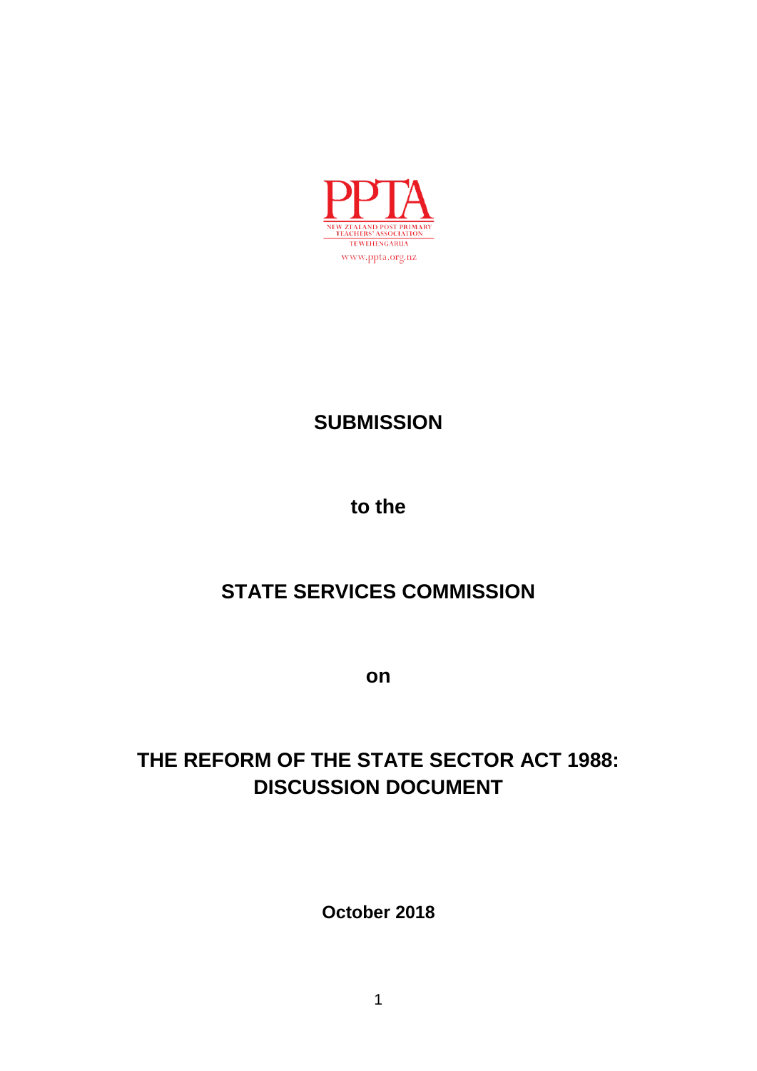PPTA

NEW ZEALAND POST PRIMARY TEACHERS' ASSOCIATION

TE WEHENGARUA

www.ppta.org.nz

**SUBMISSION**

**to the**

**STATE SERVICES COMMISSION**

**on**

**THE REFORM OF THE STATE SECTOR ACT 1988: DISCUSSION DOCUMENT**

**October 2018**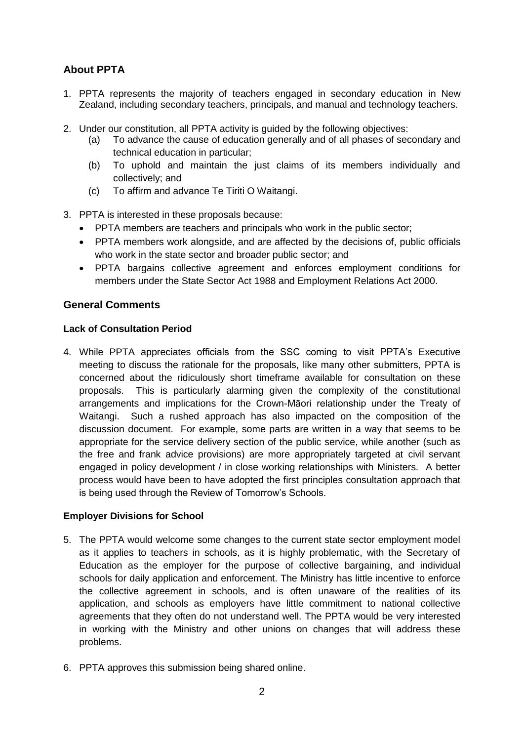## About PPTA

1. PPTA represents the majority of teachers engaged in secondary education in New Zealand, including secondary teachers, principals, and manual and technology teachers.

2. Under our constitution, all PPTA activity is guided by the following objectives:
   (a) To advance the cause of education generally and of all phases of secondary and technical education in particular;
   (b) To uphold and maintain the just claims of its members individually and collectively; and
   (c) To affirm and advance Te Tiriti O Waitangi.

3. PPTA is interested in these proposals because:
   - PPTA members are teachers and principals who work in the public sector;
   - PPTA members work alongside, and are affected by the decisions of, public officials who work in the state sector and broader public sector; and
   - PPTA bargains collective agreement and enforces employment conditions for members under the State Sector Act 1988 and Employment Relations Act 2000.

## General Comments

### Lack of Consultation Period

4. While PPTA appreciates officials from the SSC coming to visit PPTA's Executive meeting to discuss the rationale for the proposals, like many other submitters, PPTA is concerned about the ridiculously short timeframe available for consultation on these proposals. This is particularly alarming given the complexity of the constitutional arrangements and implications for the Crown-Māori relationship under the Treaty of Waitangi. Such a rushed approach has also impacted on the composition of the discussion document. For example, some parts are written in a way that seems to be appropriate for the service delivery section of the public service, while another (such as the free and frank advice provisions) are more appropriately targeted at civil servant engaged in policy development / in close working relationships with Ministers. A better process would have been to have adopted the first principles consultation approach that is being used through the Review of Tomorrow's Schools.

### Employer Divisions for School

5. The PPTA would welcome some changes to the current state sector employment model as it applies to teachers in schools, as it is highly problematic, with the Secretary of Education as the employer for the purpose of collective bargaining, and individual schools for daily application and enforcement. The Ministry has little incentive to enforce the collective agreement in schools, and is often unaware of the realities of its application, and schools as employers have little commitment to national collective agreements that they often do not understand well. The PPTA would be very interested in working with the Ministry and other unions on changes that will address these problems.

6. PPTA approves this submission being shared online.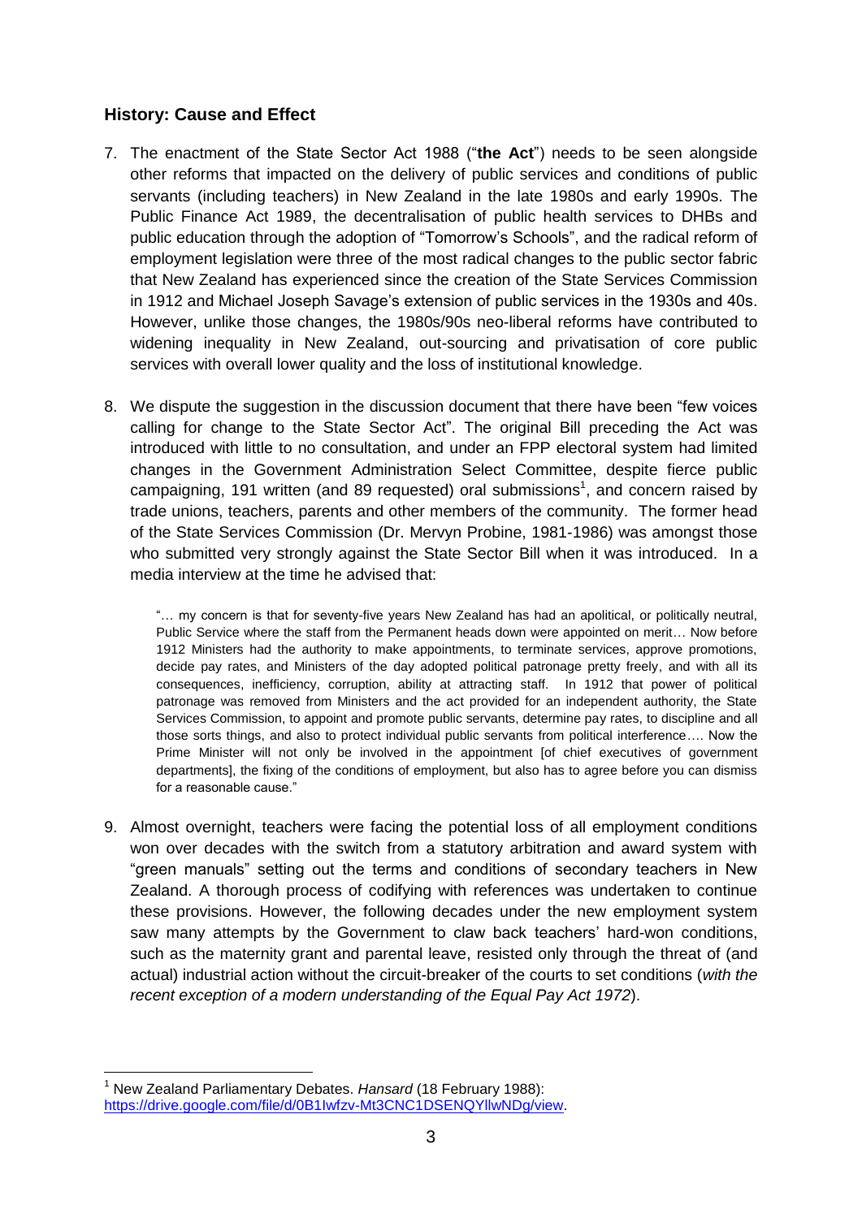## History: Cause and Effect

7. The enactment of the State Sector Act 1988 ("**the Act**") needs to be seen alongside other reforms that impacted on the delivery of public services and conditions of public servants (including teachers) in New Zealand in the late 1980s and early 1990s. The Public Finance Act 1989, the decentralisation of public health services to DHBs and public education through the adoption of "Tomorrow's Schools", and the radical reform of employment legislation were three of the most radical changes to the public sector fabric that New Zealand has experienced since the creation of the State Services Commission in 1912 and Michael Joseph Savage's extension of public services in the 1930s and 40s. However, unlike those changes, the 1980s/90s neo-liberal reforms have contributed to widening inequality in New Zealand, out-sourcing and privatisation of core public services with overall lower quality and the loss of institutional knowledge.

8. We dispute the suggestion in the discussion document that there have been "few voices calling for change to the State Sector Act". The original Bill preceding the Act was introduced with little to no consultation, and under an FPP electoral system had limited changes in the Government Administration Select Committee, despite fierce public campaigning, 191 written (and 89 requested) oral submissions[1], and concern raised by trade unions, teachers, parents and other members of the community. The former head of the State Services Commission (Dr. Mervyn Probine, 1981-1986) was amongst those who submitted very strongly against the State Sector Bill when it was introduced. In a media interview at the time he advised that:

   > "… my concern is that for seventy-five years New Zealand has had an apolitical, or politically neutral, Public Service where the staff from the Permanent heads down were appointed on merit… Now before 1912 Ministers had the authority to make appointments, to terminate services, approve promotions, decide pay rates, and Ministers of the day adopted political patronage pretty freely, and with all its consequences, inefficiency, corruption, ability at attracting staff. In 1912 that power of political patronage was removed from Ministers and the act provided for an independent authority, the State Services Commission, to appoint and promote public servants, determine pay rates, to discipline and all those sorts things, and also to protect individual public servants from political interference…. Now the Prime Minister will not only be involved in the appointment [of chief executives of government departments], the fixing of the conditions of employment, but also has to agree before you can dismiss for a reasonable cause."

9. Almost overnight, teachers were facing the potential loss of all employment conditions won over decades with the switch from a statutory arbitration and award system with "green manuals" setting out the terms and conditions of secondary teachers in New Zealand. A thorough process of codifying with references was undertaken to continue these provisions. However, the following decades under the new employment system saw many attempts by the Government to claw back teachers' hard-won conditions, such as the maternity grant and parental leave, resisted only through the threat of (and actual) industrial action without the circuit-breaker of the courts to set conditions (*with the recent exception of a modern understanding of the Equal Pay Act 1972*).

---

[1] New Zealand Parliamentary Debates. *Hansard* (18 February 1988): https://drive.google.com/file/d/0B1Iwfzv-Mt3CNC1DSENQYllwNDg/view.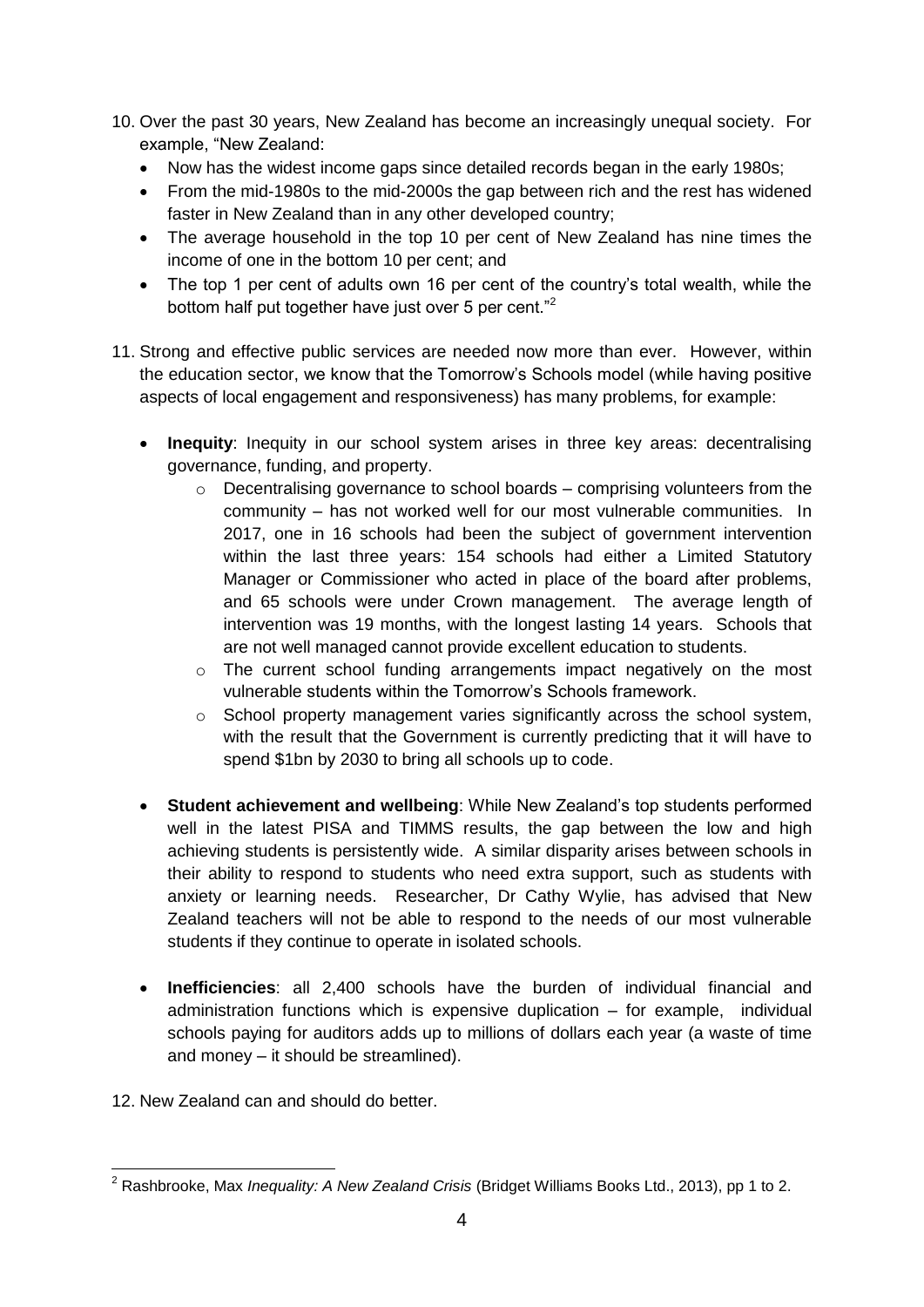10. Over the past 30 years, New Zealand has become an increasingly unequal society. For example, "New Zealand:
    - Now has the widest income gaps since detailed records began in the early 1980s;
    - From the mid-1980s to the mid-2000s the gap between rich and the rest has widened faster in New Zealand than in any other developed country;
    - The average household in the top 10 per cent of New Zealand has nine times the income of one in the bottom 10 per cent; and
    - The top 1 per cent of adults own 16 per cent of the country's total wealth, while the bottom half put together have just over 5 per cent."[2]

11. Strong and effective public services are needed now more than ever. However, within the education sector, we know that the Tomorrow's Schools model (while having positive aspects of local engagement and responsiveness) has many problems, for example:

    - **Inequity**: Inequity in our school system arises in three key areas: decentralising governance, funding, and property.
        - Decentralising governance to school boards – comprising volunteers from the community – has not worked well for our most vulnerable communities. In 2017, one in 16 schools had been the subject of government intervention within the last three years: 154 schools had either a Limited Statutory Manager or Commissioner who acted in place of the board after problems, and 65 schools were under Crown management. The average length of intervention was 19 months, with the longest lasting 14 years. Schools that are not well managed cannot provide excellent education to students.
        - The current school funding arrangements impact negatively on the most vulnerable students within the Tomorrow's Schools framework.
        - School property management varies significantly across the school system, with the result that the Government is currently predicting that it will have to spend $1bn by 2030 to bring all schools up to code.

    - **Student achievement and wellbeing**: While New Zealand's top students performed well in the latest PISA and TIMMS results, the gap between the low and high achieving students is persistently wide. A similar disparity arises between schools in their ability to respond to students who need extra support, such as students with anxiety or learning needs. Researcher, Dr Cathy Wylie, has advised that New Zealand teachers will not be able to respond to the needs of our most vulnerable students if they continue to operate in isolated schools.

    - **Inefficiencies**: all 2,400 schools have the burden of individual financial and administration functions which is expensive duplication – for example, individual schools paying for auditors adds up to millions of dollars each year (a waste of time and money – it should be streamlined).

12. New Zealand can and should do better.

---

[2] Rashbrooke, Max *Inequality: A New Zealand Crisis* (Bridget Williams Books Ltd., 2013), pp 1 to 2.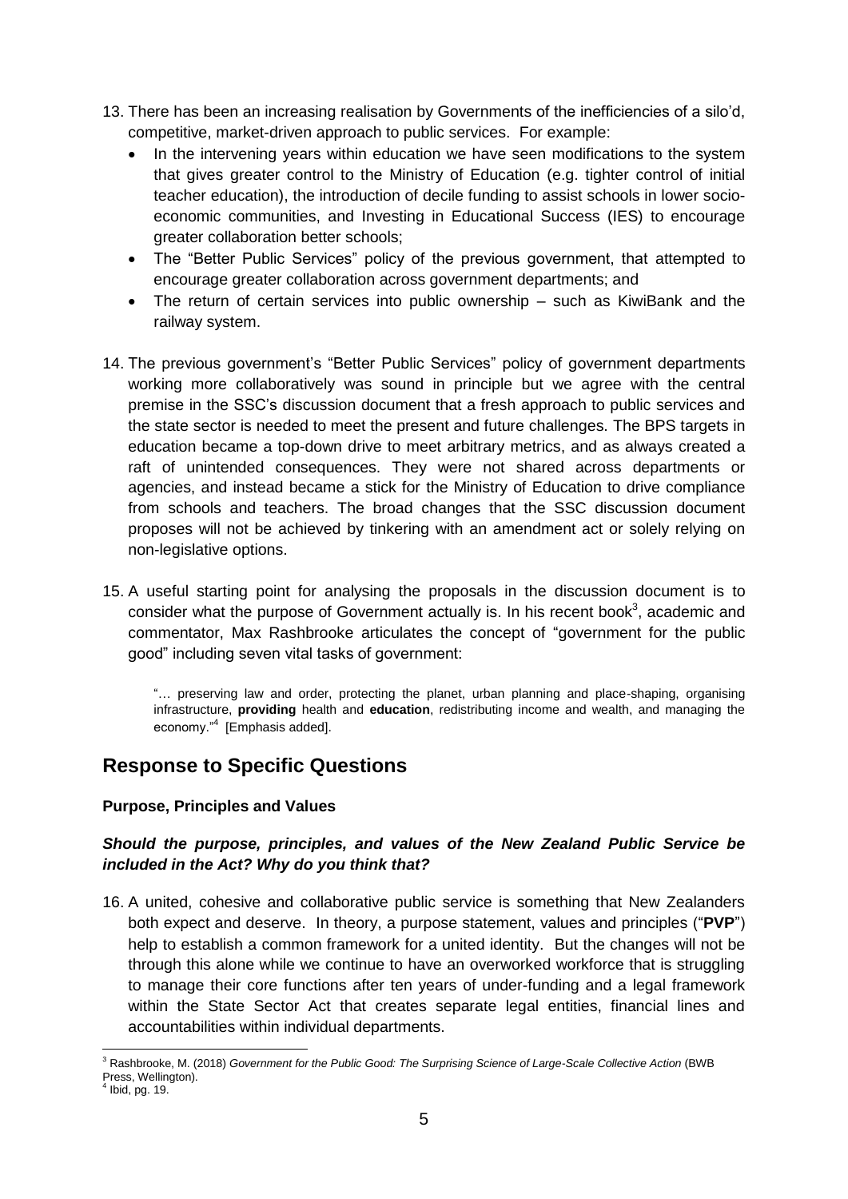13. There has been an increasing realisation by Governments of the inefficiencies of a silo'd, competitive, market-driven approach to public services. For example:
    - In the intervening years within education we have seen modifications to the system that gives greater control to the Ministry of Education (e.g. tighter control of initial teacher education), the introduction of decile funding to assist schools in lower socio-economic communities, and Investing in Educational Success (IES) to encourage greater collaboration better schools;
    - The "Better Public Services" policy of the previous government, that attempted to encourage greater collaboration across government departments; and
    - The return of certain services into public ownership – such as KiwiBank and the railway system.

14. The previous government's "Better Public Services" policy of government departments working more collaboratively was sound in principle but we agree with the central premise in the SSC's discussion document that a fresh approach to public services and the state sector is needed to meet the present and future challenges. The BPS targets in education became a top-down drive to meet arbitrary metrics, and as always created a raft of unintended consequences. They were not shared across departments or agencies, and instead became a stick for the Ministry of Education to drive compliance from schools and teachers. The broad changes that the SSC discussion document proposes will not be achieved by tinkering with an amendment act or solely relying on non-legislative options.

15. A useful starting point for analysing the proposals in the discussion document is to consider what the purpose of Government actually is. In his recent book[3], academic and commentator, Max Rashbrooke articulates the concept of "government for the public good" including seven vital tasks of government:

    "… preserving law and order, protecting the planet, urban planning and place-shaping, organising infrastructure, **providing** health and **education**, redistributing income and wealth, and managing the economy."[4] [Emphasis added].

## Response to Specific Questions

### Purpose, Principles and Values

#### *Should the purpose, principles, and values of the New Zealand Public Service be included in the Act? Why do you think that?*

16. A united, cohesive and collaborative public service is something that New Zealanders both expect and deserve. In theory, a purpose statement, values and principles ("**PVP**") help to establish a common framework for a united identity. But the changes will not be through this alone while we continue to have an overworked workforce that is struggling to manage their core functions after ten years of under-funding and a legal framework within the State Sector Act that creates separate legal entities, financial lines and accountabilities within individual departments.

---

[3] Rashbrooke, M. (2018) *Government for the Public Good: The Surprising Science of Large-Scale Collective Action* (BWB Press, Wellington).

[4] Ibid, pg. 19.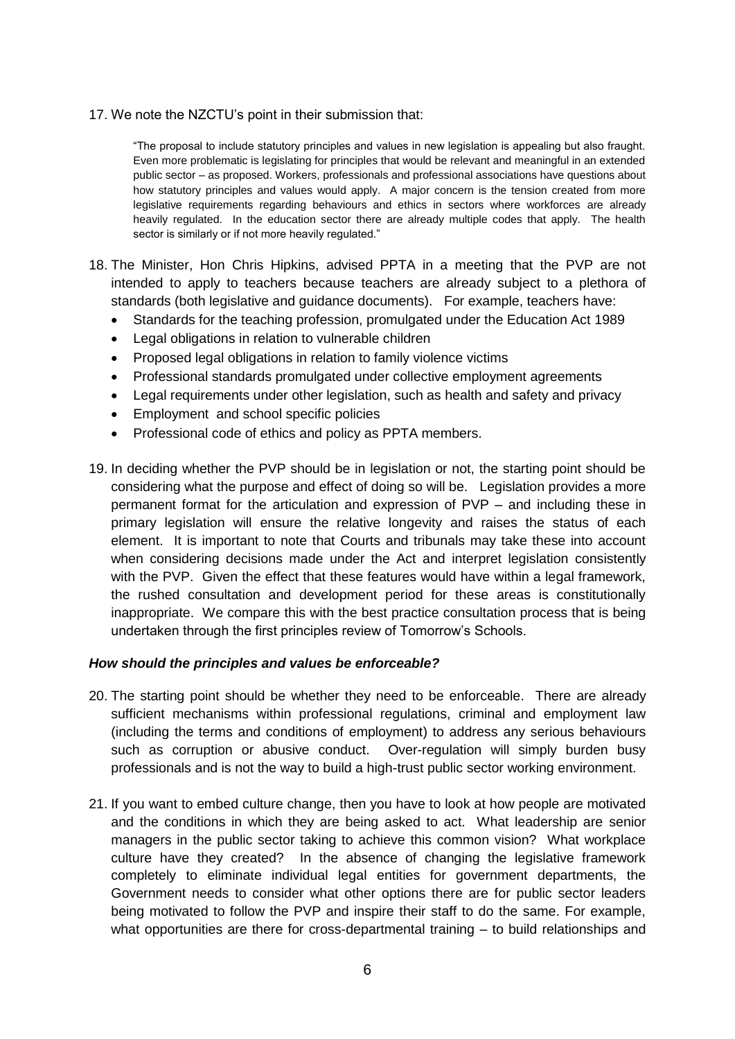17. We note the NZCTU's point in their submission that:

> "The proposal to include statutory principles and values in new legislation is appealing but also fraught. Even more problematic is legislating for principles that would be relevant and meaningful in an extended public sector – as proposed. Workers, professionals and professional associations have questions about how statutory principles and values would apply. A major concern is the tension created from more legislative requirements regarding behaviours and ethics in sectors where workforces are already heavily regulated. In the education sector there are already multiple codes that apply. The health sector is similarly or if not more heavily regulated."

18. The Minister, Hon Chris Hipkins, advised PPTA in a meeting that the PVP are not intended to apply to teachers because teachers are already subject to a plethora of standards (both legislative and guidance documents). For example, teachers have:
    - Standards for the teaching profession, promulgated under the Education Act 1989
    - Legal obligations in relation to vulnerable children
    - Proposed legal obligations in relation to family violence victims
    - Professional standards promulgated under collective employment agreements
    - Legal requirements under other legislation, such as health and safety and privacy
    - Employment and school specific policies
    - Professional code of ethics and policy as PPTA members.

19. In deciding whether the PVP should be in legislation or not, the starting point should be considering what the purpose and effect of doing so will be. Legislation provides a more permanent format for the articulation and expression of PVP – and including these in primary legislation will ensure the relative longevity and raises the status of each element. It is important to note that Courts and tribunals may take these into account when considering decisions made under the Act and interpret legislation consistently with the PVP. Given the effect that these features would have within a legal framework, the rushed consultation and development period for these areas is constitutionally inappropriate. We compare this with the best practice consultation process that is being undertaken through the first principles review of Tomorrow's Schools.

### *How should the principles and values be enforceable?*

20. The starting point should be whether they need to be enforceable. There are already sufficient mechanisms within professional regulations, criminal and employment law (including the terms and conditions of employment) to address any serious behaviours such as corruption or abusive conduct. Over-regulation will simply burden busy professionals and is not the way to build a high-trust public sector working environment.

21. If you want to embed culture change, then you have to look at how people are motivated and the conditions in which they are being asked to act. What leadership are senior managers in the public sector taking to achieve this common vision? What workplace culture have they created? In the absence of changing the legislative framework completely to eliminate individual legal entities for government departments, the Government needs to consider what other options there are for public sector leaders being motivated to follow the PVP and inspire their staff to do the same. For example, what opportunities are there for cross-departmental training – to build relationships and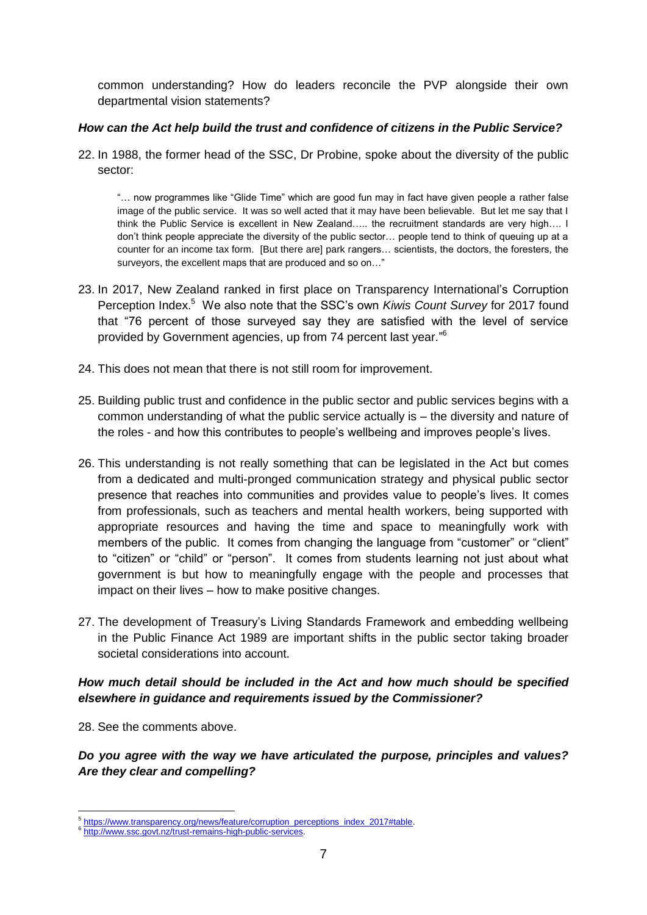common understanding? How do leaders reconcile the PVP alongside their own departmental vision statements?

***How can the Act help build the trust and confidence of citizens in the Public Service?***

22. In 1988, the former head of the SSC, Dr Probine, spoke about the diversity of the public sector:

> "… now programmes like "Glide Time" which are good fun may in fact have given people a rather false image of the public service. It was so well acted that it may have been believable. But let me say that I think the Public Service is excellent in New Zealand….. the recruitment standards are very high…. I don't think people appreciate the diversity of the public sector… people tend to think of queuing up at a counter for an income tax form. [But there are] park rangers… scientists, the doctors, the foresters, the surveyors, the excellent maps that are produced and so on…"

23. In 2017, New Zealand ranked in first place on Transparency International's Corruption Perception Index.[5] We also note that the SSC's own *Kiwis Count Survey* for 2017 found that "76 percent of those surveyed say they are satisfied with the level of service provided by Government agencies, up from 74 percent last year."[6]

24. This does not mean that there is not still room for improvement.

25. Building public trust and confidence in the public sector and public services begins with a common understanding of what the public service actually is – the diversity and nature of the roles - and how this contributes to people's wellbeing and improves people's lives.

26. This understanding is not really something that can be legislated in the Act but comes from a dedicated and multi-pronged communication strategy and physical public sector presence that reaches into communities and provides value to people's lives. It comes from professionals, such as teachers and mental health workers, being supported with appropriate resources and having the time and space to meaningfully work with members of the public. It comes from changing the language from "customer" or "client" to "citizen" or "child" or "person". It comes from students learning not just about what government is but how to meaningfully engage with the people and processes that impact on their lives – how to make positive changes.

27. The development of Treasury's Living Standards Framework and embedding wellbeing in the Public Finance Act 1989 are important shifts in the public sector taking broader societal considerations into account.

***How much detail should be included in the Act and how much should be specified elsewhere in guidance and requirements issued by the Commissioner?***

28. See the comments above.

***Do you agree with the way we have articulated the purpose, principles and values? Are they clear and compelling?***

---

[5] https://www.transparency.org/news/feature/corruption_perceptions_index_2017#table.

[6] http://www.ssc.govt.nz/trust-remains-high-public-services.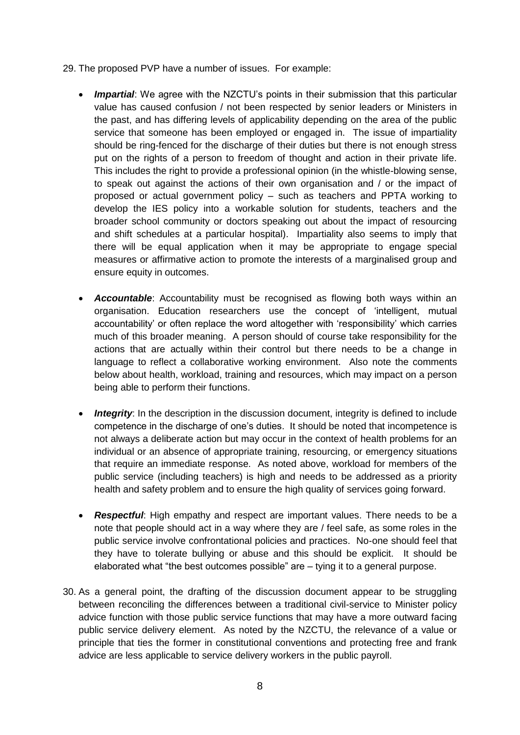29. The proposed PVP have a number of issues. For example:

    - ***Impartial***: We agree with the NZCTU's points in their submission that this particular value has caused confusion / not been respected by senior leaders or Ministers in the past, and has differing levels of applicability depending on the area of the public service that someone has been employed or engaged in. The issue of impartiality should be ring-fenced for the discharge of their duties but there is not enough stress put on the rights of a person to freedom of thought and action in their private life. This includes the right to provide a professional opinion (in the whistle-blowing sense, to speak out against the actions of their own organisation and / or the impact of proposed or actual government policy – such as teachers and PPTA working to develop the IES policy into a workable solution for students, teachers and the broader school community or doctors speaking out about the impact of resourcing and shift schedules at a particular hospital). Impartiality also seems to imply that there will be equal application when it may be appropriate to engage special measures or affirmative action to promote the interests of a marginalised group and ensure equity in outcomes.

    - ***Accountable***: Accountability must be recognised as flowing both ways within an organisation. Education researchers use the concept of 'intelligent, mutual accountability' or often replace the word altogether with 'responsibility' which carries much of this broader meaning. A person should of course take responsibility for the actions that are actually within their control but there needs to be a change in language to reflect a collaborative working environment. Also note the comments below about health, workload, training and resources, which may impact on a person being able to perform their functions.

    - ***Integrity***: In the description in the discussion document, integrity is defined to include competence in the discharge of one's duties. It should be noted that incompetence is not always a deliberate action but may occur in the context of health problems for an individual or an absence of appropriate training, resourcing, or emergency situations that require an immediate response. As noted above, workload for members of the public service (including teachers) is high and needs to be addressed as a priority health and safety problem and to ensure the high quality of services going forward.

    - ***Respectful***: High empathy and respect are important values. There needs to be a note that people should act in a way where they are / feel safe, as some roles in the public service involve confrontational policies and practices. No-one should feel that they have to tolerate bullying or abuse and this should be explicit. It should be elaborated what "the best outcomes possible" are – tying it to a general purpose.

30. As a general point, the drafting of the discussion document appear to be struggling between reconciling the differences between a traditional civil-service to Minister policy advice function with those public service functions that may have a more outward facing public service delivery element. As noted by the NZCTU, the relevance of a value or principle that ties the former in constitutional conventions and protecting free and frank advice are less applicable to service delivery workers in the public payroll.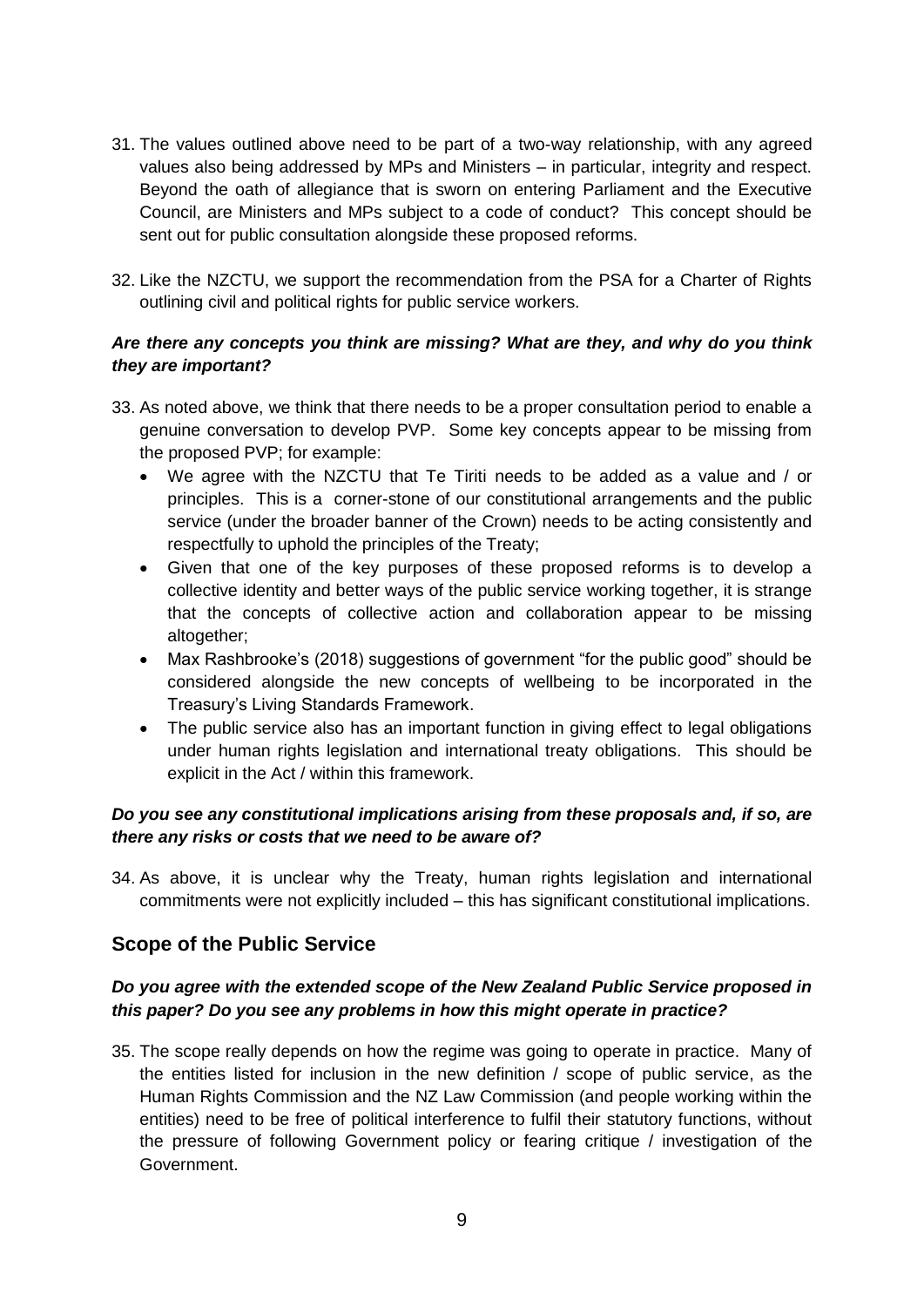31. The values outlined above need to be part of a two-way relationship, with any agreed values also being addressed by MPs and Ministers – in particular, integrity and respect. Beyond the oath of allegiance that is sworn on entering Parliament and the Executive Council, are Ministers and MPs subject to a code of conduct? This concept should be sent out for public consultation alongside these proposed reforms.

32. Like the NZCTU, we support the recommendation from the PSA for a Charter of Rights outlining civil and political rights for public service workers.

***Are there any concepts you think are missing? What are they, and why do you think they are important?***

33. As noted above, we think that there needs to be a proper consultation period to enable a genuine conversation to develop PVP. Some key concepts appear to be missing from the proposed PVP; for example:
    - We agree with the NZCTU that Te Tiriti needs to be added as a value and / or principles. This is a corner-stone of our constitutional arrangements and the public service (under the broader banner of the Crown) needs to be acting consistently and respectfully to uphold the principles of the Treaty;
    - Given that one of the key purposes of these proposed reforms is to develop a collective identity and better ways of the public service working together, it is strange that the concepts of collective action and collaboration appear to be missing altogether;
    - Max Rashbrooke's (2018) suggestions of government "for the public good" should be considered alongside the new concepts of wellbeing to be incorporated in the Treasury's Living Standards Framework.
    - The public service also has an important function in giving effect to legal obligations under human rights legislation and international treaty obligations. This should be explicit in the Act / within this framework.

***Do you see any constitutional implications arising from these proposals and, if so, are there any risks or costs that we need to be aware of?***

34. As above, it is unclear why the Treaty, human rights legislation and international commitments were not explicitly included – this has significant constitutional implications.

## Scope of the Public Service

***Do you agree with the extended scope of the New Zealand Public Service proposed in this paper? Do you see any problems in how this might operate in practice?***

35. The scope really depends on how the regime was going to operate in practice. Many of the entities listed for inclusion in the new definition / scope of public service, as the Human Rights Commission and the NZ Law Commission (and people working within the entities) need to be free of political interference to fulfil their statutory functions, without the pressure of following Government policy or fearing critique / investigation of the Government.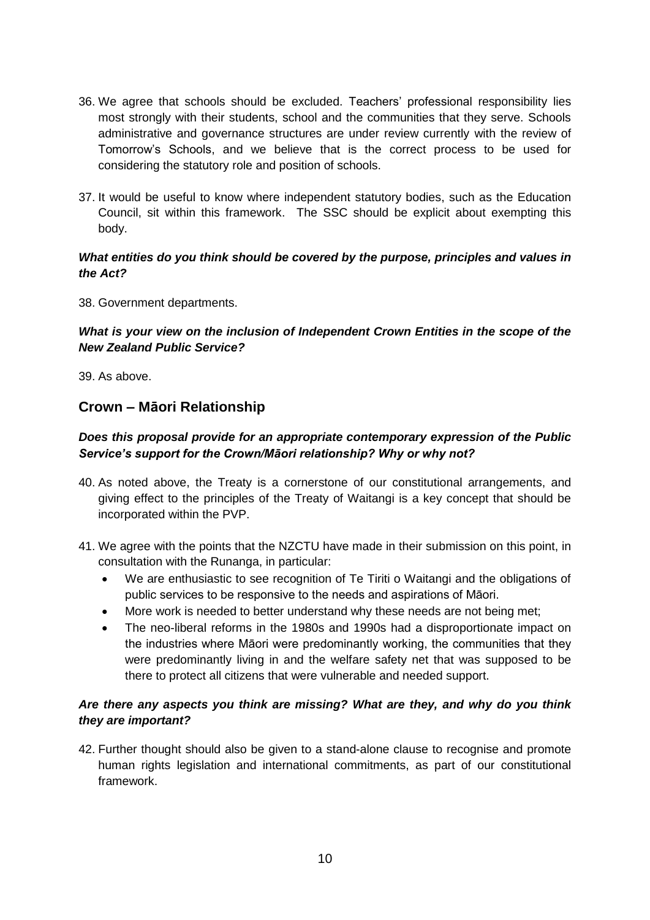36. We agree that schools should be excluded. Teachers' professional responsibility lies most strongly with their students, school and the communities that they serve. Schools administrative and governance structures are under review currently with the review of Tomorrow's Schools, and we believe that is the correct process to be used for considering the statutory role and position of schools.

37. It would be useful to know where independent statutory bodies, such as the Education Council, sit within this framework. The SSC should be explicit about exempting this body.

***What entities do you think should be covered by the purpose, principles and values in the Act?***

38. Government departments.

***What is your view on the inclusion of Independent Crown Entities in the scope of the New Zealand Public Service?***

39. As above.

## Crown – Māori Relationship

***Does this proposal provide for an appropriate contemporary expression of the Public Service's support for the Crown/Māori relationship? Why or why not?***

40. As noted above, the Treaty is a cornerstone of our constitutional arrangements, and giving effect to the principles of the Treaty of Waitangi is a key concept that should be incorporated within the PVP.

41. We agree with the points that the NZCTU have made in their submission on this point, in consultation with the Runanga, in particular:
    - We are enthusiastic to see recognition of Te Tiriti o Waitangi and the obligations of public services to be responsive to the needs and aspirations of Māori.
    - More work is needed to better understand why these needs are not being met;
    - The neo-liberal reforms in the 1980s and 1990s had a disproportionate impact on the industries where Māori were predominantly working, the communities that they were predominantly living in and the welfare safety net that was supposed to be there to protect all citizens that were vulnerable and needed support.

***Are there any aspects you think are missing? What are they, and why do you think they are important?***

42. Further thought should also be given to a stand-alone clause to recognise and promote human rights legislation and international commitments, as part of our constitutional framework.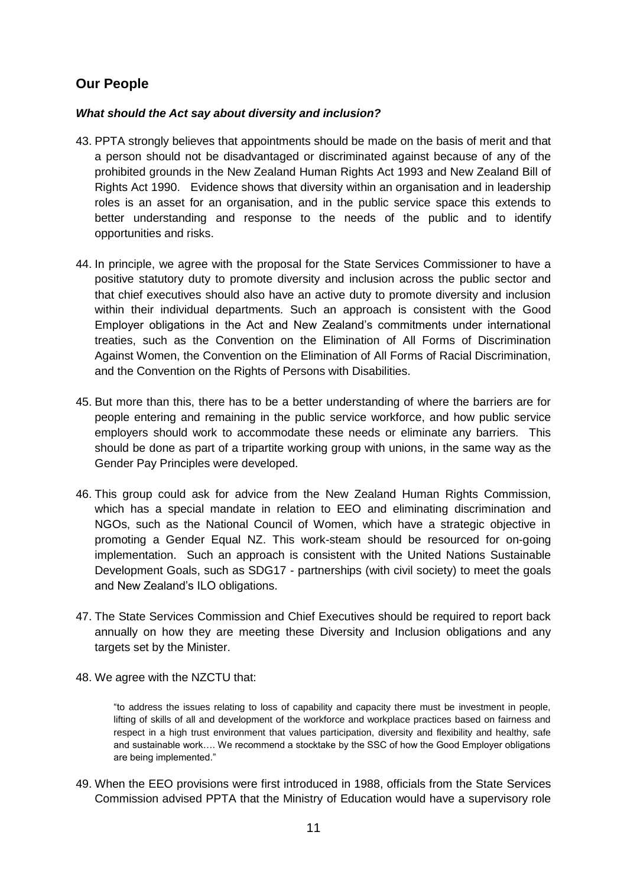## Our People

***What should the Act say about diversity and inclusion?***

43. PPTA strongly believes that appointments should be made on the basis of merit and that a person should not be disadvantaged or discriminated against because of any of the prohibited grounds in the New Zealand Human Rights Act 1993 and New Zealand Bill of Rights Act 1990. Evidence shows that diversity within an organisation and in leadership roles is an asset for an organisation, and in the public service space this extends to better understanding and response to the needs of the public and to identify opportunities and risks.

44. In principle, we agree with the proposal for the State Services Commissioner to have a positive statutory duty to promote diversity and inclusion across the public sector and that chief executives should also have an active duty to promote diversity and inclusion within their individual departments. Such an approach is consistent with the Good Employer obligations in the Act and New Zealand's commitments under international treaties, such as the Convention on the Elimination of All Forms of Discrimination Against Women, the Convention on the Elimination of All Forms of Racial Discrimination, and the Convention on the Rights of Persons with Disabilities.

45. But more than this, there has to be a better understanding of where the barriers are for people entering and remaining in the public service workforce, and how public service employers should work to accommodate these needs or eliminate any barriers. This should be done as part of a tripartite working group with unions, in the same way as the Gender Pay Principles were developed.

46. This group could ask for advice from the New Zealand Human Rights Commission, which has a special mandate in relation to EEO and eliminating discrimination and NGOs, such as the National Council of Women, which have a strategic objective in promoting a Gender Equal NZ. This work-steam should be resourced for on-going implementation. Such an approach is consistent with the United Nations Sustainable Development Goals, such as SDG17 - partnerships (with civil society) to meet the goals and New Zealand's ILO obligations.

47. The State Services Commission and Chief Executives should be required to report back annually on how they are meeting these Diversity and Inclusion obligations and any targets set by the Minister.

48. We agree with the NZCTU that:

    > "to address the issues relating to loss of capability and capacity there must be investment in people, lifting of skills of all and development of the workforce and workplace practices based on fairness and respect in a high trust environment that values participation, diversity and flexibility and healthy, safe and sustainable work…. We recommend a stocktake by the SSC of how the Good Employer obligations are being implemented."

49. When the EEO provisions were first introduced in 1988, officials from the State Services Commission advised PPTA that the Ministry of Education would have a supervisory role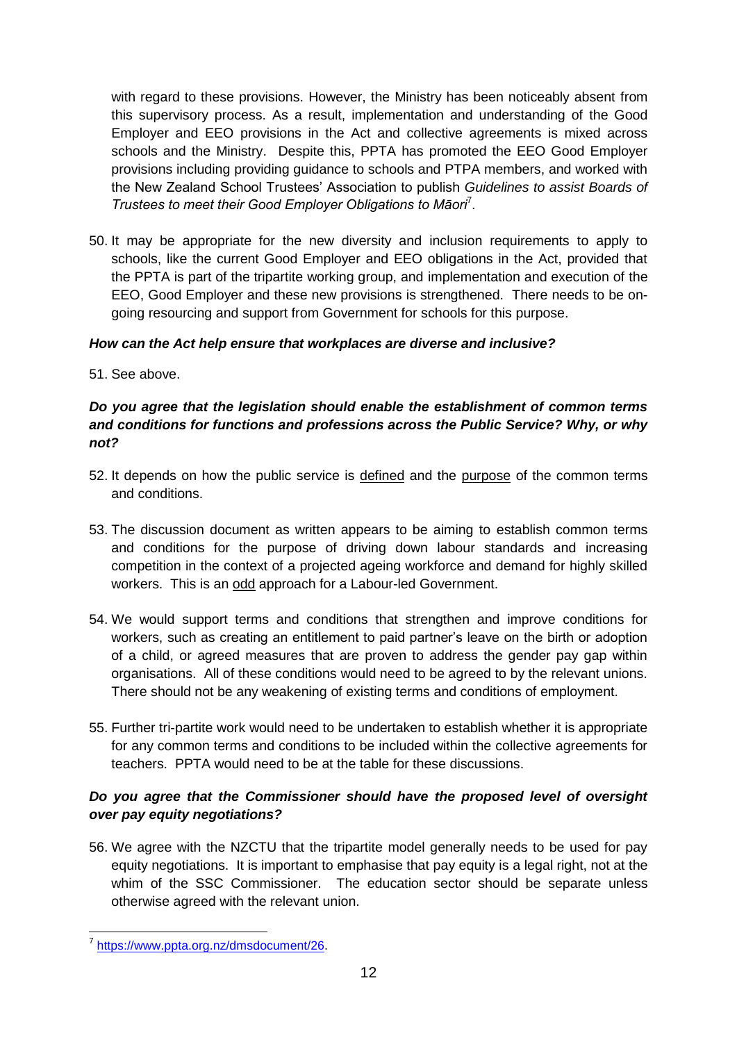with regard to these provisions. However, the Ministry has been noticeably absent from this supervisory process. As a result, implementation and understanding of the Good Employer and EEO provisions in the Act and collective agreements is mixed across schools and the Ministry. Despite this, PPTA has promoted the EEO Good Employer provisions including providing guidance to schools and PTPA members, and worked with the New Zealand School Trustees' Association to publish *Guidelines to assist Boards of Trustees to meet their Good Employer Obligations to Māori*[7].

50. It may be appropriate for the new diversity and inclusion requirements to apply to schools, like the current Good Employer and EEO obligations in the Act, provided that the PPTA is part of the tripartite working group, and implementation and execution of the EEO, Good Employer and these new provisions is strengthened. There needs to be on-going resourcing and support from Government for schools for this purpose.

***How can the Act help ensure that workplaces are diverse and inclusive?***

51. See above.

***Do you agree that the legislation should enable the establishment of common terms and conditions for functions and professions across the Public Service? Why, or why not?***

52. It depends on how the public service is <u>defined</u> and the <u>purpose</u> of the common terms and conditions.

53. The discussion document as written appears to be aiming to establish common terms and conditions for the purpose of driving down labour standards and increasing competition in the context of a projected ageing workforce and demand for highly skilled workers. This is an <u>odd</u> approach for a Labour-led Government.

54. We would support terms and conditions that strengthen and improve conditions for workers, such as creating an entitlement to paid partner's leave on the birth or adoption of a child, or agreed measures that are proven to address the gender pay gap within organisations. All of these conditions would need to be agreed to by the relevant unions. There should not be any weakening of existing terms and conditions of employment.

55. Further tri-partite work would need to be undertaken to establish whether it is appropriate for any common terms and conditions to be included within the collective agreements for teachers. PPTA would need to be at the table for these discussions.

***Do you agree that the Commissioner should have the proposed level of oversight over pay equity negotiations?***

56. We agree with the NZCTU that the tripartite model generally needs to be used for pay equity negotiations. It is important to emphasise that pay equity is a legal right, not at the whim of the SSC Commissioner. The education sector should be separate unless otherwise agreed with the relevant union.

---

[7] https://www.ppta.org.nz/dmsdocument/26.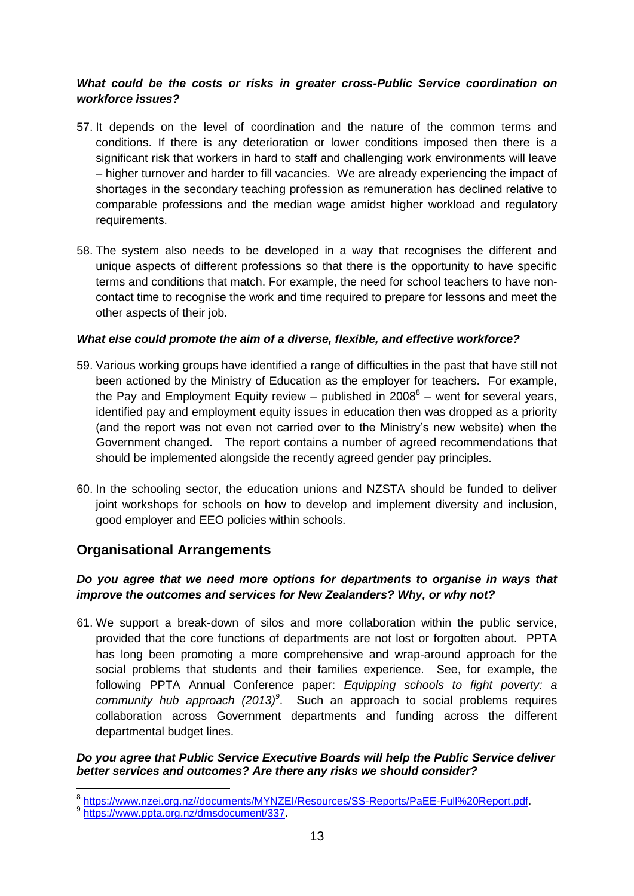***What could be the costs or risks in greater cross-Public Service coordination on workforce issues?***

57. It depends on the level of coordination and the nature of the common terms and conditions. If there is any deterioration or lower conditions imposed then there is a significant risk that workers in hard to staff and challenging work environments will leave – higher turnover and harder to fill vacancies. We are already experiencing the impact of shortages in the secondary teaching profession as remuneration has declined relative to comparable professions and the median wage amidst higher workload and regulatory requirements.

58. The system also needs to be developed in a way that recognises the different and unique aspects of different professions so that there is the opportunity to have specific terms and conditions that match. For example, the need for school teachers to have non-contact time to recognise the work and time required to prepare for lessons and meet the other aspects of their job.

***What else could promote the aim of a diverse, flexible, and effective workforce?***

59. Various working groups have identified a range of difficulties in the past that have still not been actioned by the Ministry of Education as the employer for teachers. For example, the Pay and Employment Equity review – published in 2008[8] – went for several years, identified pay and employment equity issues in education then was dropped as a priority (and the report was not even not carried over to the Ministry's new website) when the Government changed. The report contains a number of agreed recommendations that should be implemented alongside the recently agreed gender pay principles.

60. In the schooling sector, the education unions and NZSTA should be funded to deliver joint workshops for schools on how to develop and implement diversity and inclusion, good employer and EEO policies within schools.

## Organisational Arrangements

***Do you agree that we need more options for departments to organise in ways that improve the outcomes and services for New Zealanders? Why, or why not?***

61. We support a break-down of silos and more collaboration within the public service, provided that the core functions of departments are not lost or forgotten about. PPTA has long been promoting a more comprehensive and wrap-around approach for the social problems that students and their families experience. See, for example, the following PPTA Annual Conference paper: *Equipping schools to fight poverty: a community hub approach (2013)*[9]. Such an approach to social problems requires collaboration across Government departments and funding across the different departmental budget lines.

***Do you agree that Public Service Executive Boards will help the Public Service deliver better services and outcomes? Are there any risks we should consider?***

---

[8] https://www.nzei.org.nz//documents/MYNZEI/Resources/SS-Reports/PaEE-Full%20Report.pdf.

[9] https://www.ppta.org.nz/dmsdocument/337.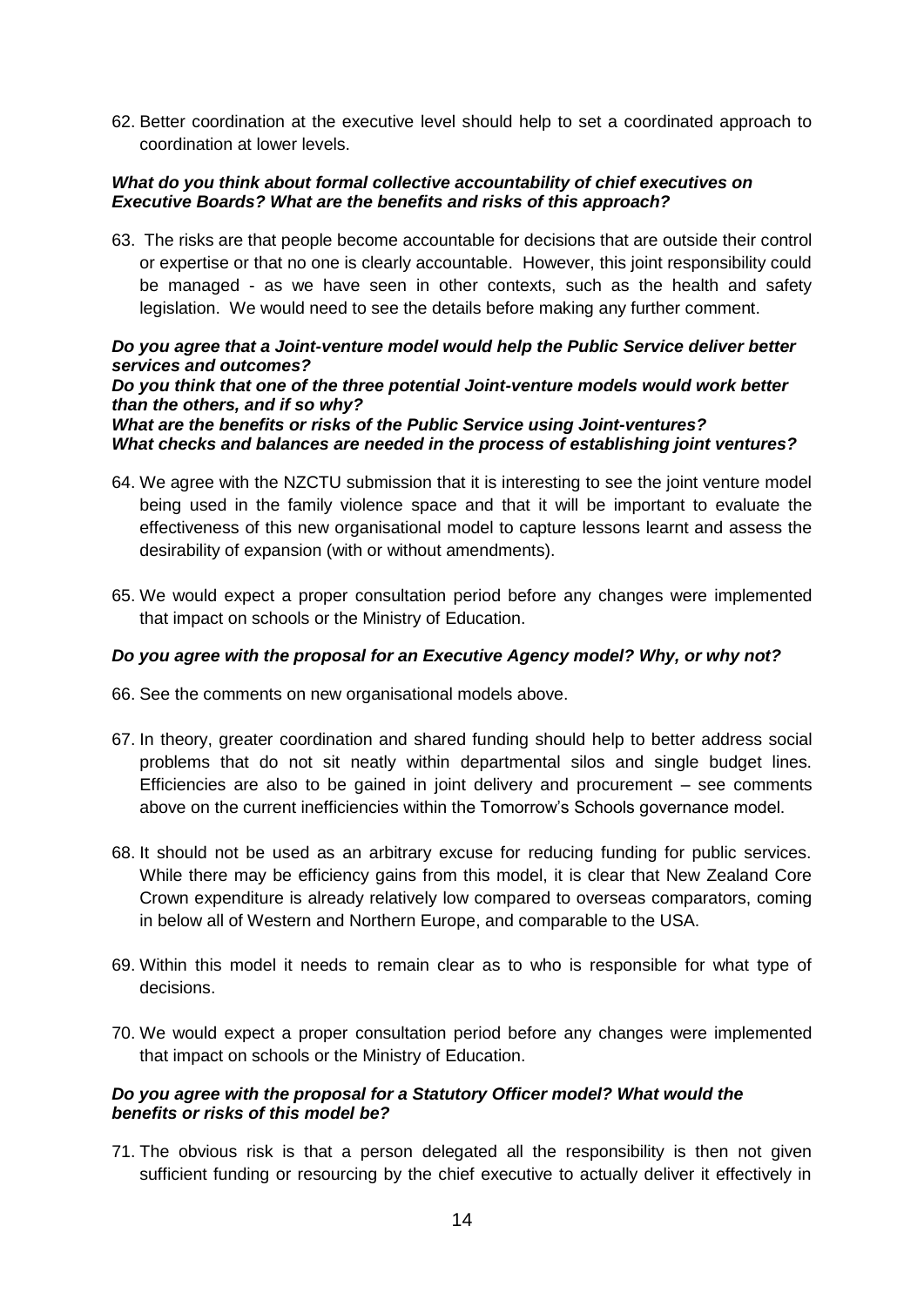62. Better coordination at the executive level should help to set a coordinated approach to coordination at lower levels.

***What do you think about formal collective accountability of chief executives on Executive Boards? What are the benefits and risks of this approach?***

63. The risks are that people become accountable for decisions that are outside their control or expertise or that no one is clearly accountable. However, this joint responsibility could be managed - as we have seen in other contexts, such as the health and safety legislation. We would need to see the details before making any further comment.

***Do you agree that a Joint-venture model would help the Public Service deliver better services and outcomes?***
***Do you think that one of the three potential Joint-venture models would work better than the others, and if so why?***
***What are the benefits or risks of the Public Service using Joint-ventures?***
***What checks and balances are needed in the process of establishing joint ventures?***

64. We agree with the NZCTU submission that it is interesting to see the joint venture model being used in the family violence space and that it will be important to evaluate the effectiveness of this new organisational model to capture lessons learnt and assess the desirability of expansion (with or without amendments).

65. We would expect a proper consultation period before any changes were implemented that impact on schools or the Ministry of Education.

***Do you agree with the proposal for an Executive Agency model? Why, or why not?***

66. See the comments on new organisational models above.

67. In theory, greater coordination and shared funding should help to better address social problems that do not sit neatly within departmental silos and single budget lines. Efficiencies are also to be gained in joint delivery and procurement – see comments above on the current inefficiencies within the Tomorrow's Schools governance model.

68. It should not be used as an arbitrary excuse for reducing funding for public services. While there may be efficiency gains from this model, it is clear that New Zealand Core Crown expenditure is already relatively low compared to overseas comparators, coming in below all of Western and Northern Europe, and comparable to the USA.

69. Within this model it needs to remain clear as to who is responsible for what type of decisions.

70. We would expect a proper consultation period before any changes were implemented that impact on schools or the Ministry of Education.

***Do you agree with the proposal for a Statutory Officer model? What would the benefits or risks of this model be?***

71. The obvious risk is that a person delegated all the responsibility is then not given sufficient funding or resourcing by the chief executive to actually deliver it effectively in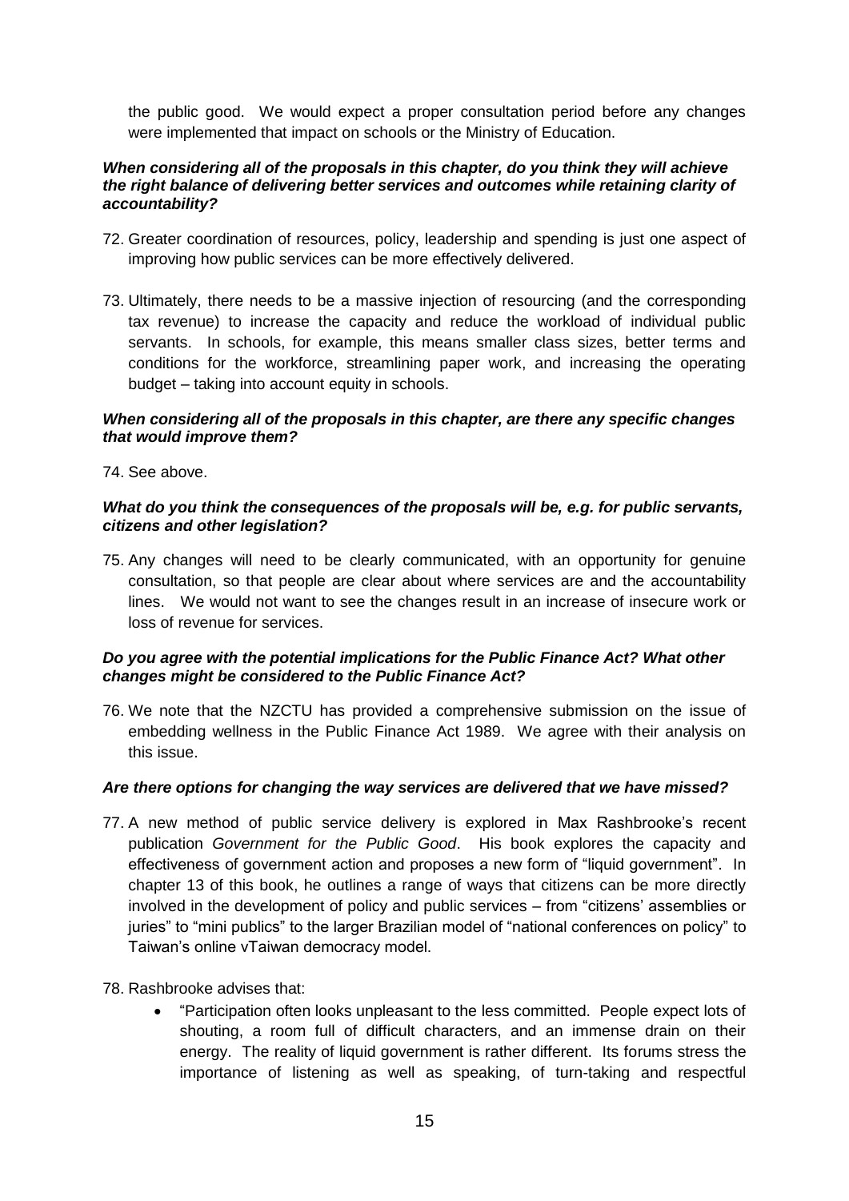the public good. We would expect a proper consultation period before any changes were implemented that impact on schools or the Ministry of Education.

***When considering all of the proposals in this chapter, do you think they will achieve the right balance of delivering better services and outcomes while retaining clarity of accountability?***

72. Greater coordination of resources, policy, leadership and spending is just one aspect of improving how public services can be more effectively delivered.

73. Ultimately, there needs to be a massive injection of resourcing (and the corresponding tax revenue) to increase the capacity and reduce the workload of individual public servants. In schools, for example, this means smaller class sizes, better terms and conditions for the workforce, streamlining paper work, and increasing the operating budget – taking into account equity in schools.

***When considering all of the proposals in this chapter, are there any specific changes that would improve them?***

74. See above.

***What do you think the consequences of the proposals will be, e.g. for public servants, citizens and other legislation?***

75. Any changes will need to be clearly communicated, with an opportunity for genuine consultation, so that people are clear about where services are and the accountability lines. We would not want to see the changes result in an increase of insecure work or loss of revenue for services.

***Do you agree with the potential implications for the Public Finance Act? What other changes might be considered to the Public Finance Act?***

76. We note that the NZCTU has provided a comprehensive submission on the issue of embedding wellness in the Public Finance Act 1989. We agree with their analysis on this issue.

***Are there options for changing the way services are delivered that we have missed?***

77. A new method of public service delivery is explored in Max Rashbrooke's recent publication *Government for the Public Good*. His book explores the capacity and effectiveness of government action and proposes a new form of "liquid government". In chapter 13 of this book, he outlines a range of ways that citizens can be more directly involved in the development of policy and public services – from "citizens' assemblies or juries" to "mini publics" to the larger Brazilian model of "national conferences on policy" to Taiwan's online vTaiwan democracy model.

78. Rashbrooke advises that:
    - "Participation often looks unpleasant to the less committed. People expect lots of shouting, a room full of difficult characters, and an immense drain on their energy. The reality of liquid government is rather different. Its forums stress the importance of listening as well as speaking, of turn-taking and respectful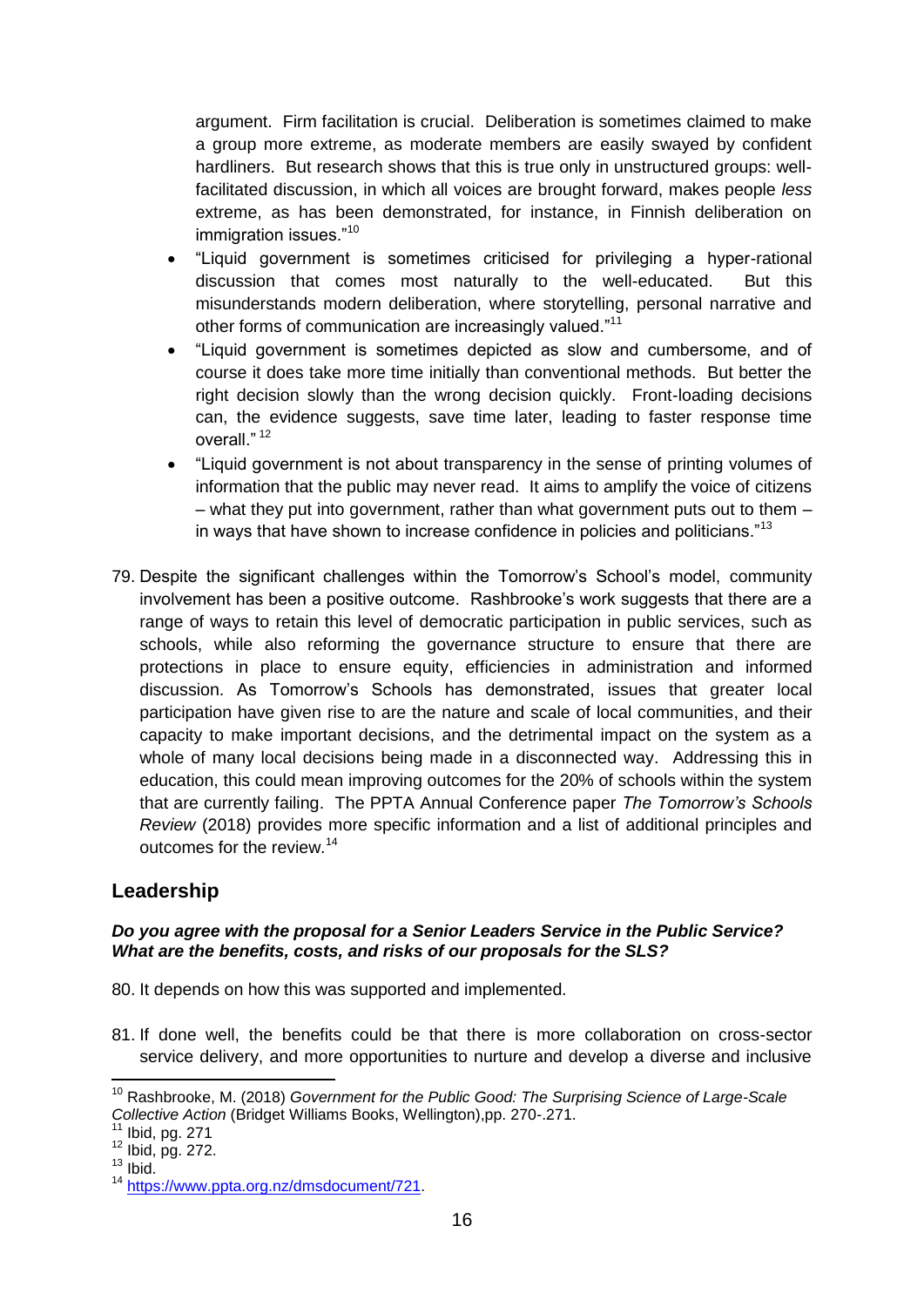argument. Firm facilitation is crucial. Deliberation is sometimes claimed to make a group more extreme, as moderate members are easily swayed by confident hardliners. But research shows that this is true only in unstructured groups: well-facilitated discussion, in which all voices are brought forward, makes people *less* extreme, as has been demonstrated, for instance, in Finnish deliberation on immigration issues."[10]

- "Liquid government is sometimes criticised for privileging a hyper-rational discussion that comes most naturally to the well-educated. But this misunderstands modern deliberation, where storytelling, personal narrative and other forms of communication are increasingly valued."[11]
- "Liquid government is sometimes depicted as slow and cumbersome, and of course it does take more time initially than conventional methods. But better the right decision slowly than the wrong decision quickly. Front-loading decisions can, the evidence suggests, save time later, leading to faster response time overall." [12]
- "Liquid government is not about transparency in the sense of printing volumes of information that the public may never read. It aims to amplify the voice of citizens – what they put into government, rather than what government puts out to them – in ways that have shown to increase confidence in policies and politicians."[13]

79. Despite the significant challenges within the Tomorrow's School's model, community involvement has been a positive outcome. Rashbrooke's work suggests that there are a range of ways to retain this level of democratic participation in public services, such as schools, while also reforming the governance structure to ensure that there are protections in place to ensure equity, efficiencies in administration and informed discussion. As Tomorrow's Schools has demonstrated, issues that greater local participation have given rise to are the nature and scale of local communities, and their capacity to make important decisions, and the detrimental impact on the system as a whole of many local decisions being made in a disconnected way. Addressing this in education, this could mean improving outcomes for the 20% of schools within the system that are currently failing. The PPTA Annual Conference paper *The Tomorrow's Schools Review* (2018) provides more specific information and a list of additional principles and outcomes for the review.[14]

## Leadership

***Do you agree with the proposal for a Senior Leaders Service in the Public Service? What are the benefits, costs, and risks of our proposals for the SLS?***

80. It depends on how this was supported and implemented.

81. If done well, the benefits could be that there is more collaboration on cross-sector service delivery, and more opportunities to nurture and develop a diverse and inclusive

---

[10] Rashbrooke, M. (2018) *Government for the Public Good: The Surprising Science of Large-Scale Collective Action* (Bridget Williams Books, Wellington),pp. 270-.271.

[11] Ibid, pg. 271

[12] Ibid, pg. 272.

[13] Ibid.

[14] https://www.ppta.org.nz/dmsdocument/721.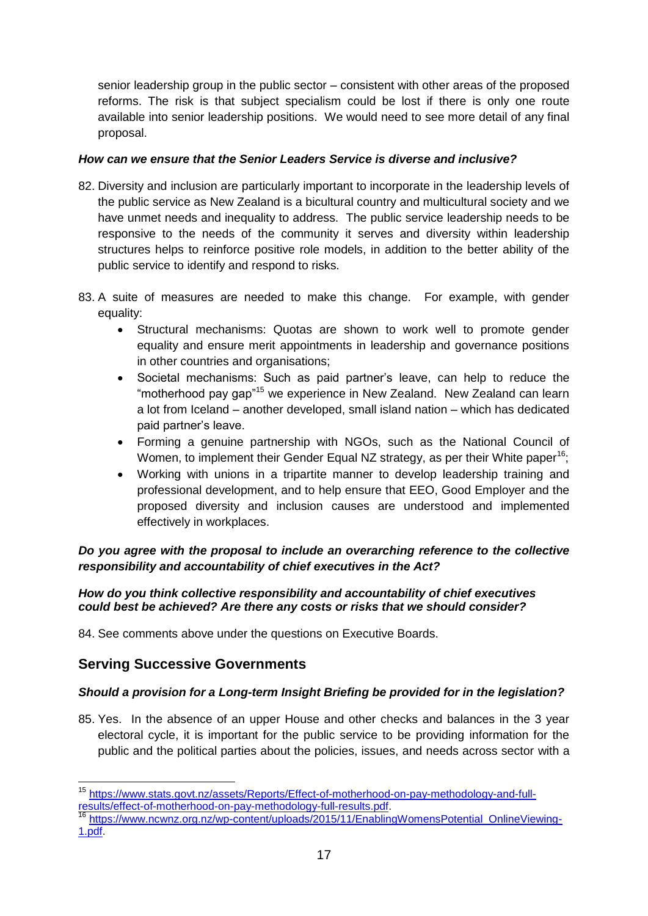senior leadership group in the public sector – consistent with other areas of the proposed reforms. The risk is that subject specialism could be lost if there is only one route available into senior leadership positions. We would need to see more detail of any final proposal.

***How can we ensure that the Senior Leaders Service is diverse and inclusive?***

82. Diversity and inclusion are particularly important to incorporate in the leadership levels of the public service as New Zealand is a bicultural country and multicultural society and we have unmet needs and inequality to address. The public service leadership needs to be responsive to the needs of the community it serves and diversity within leadership structures helps to reinforce positive role models, in addition to the better ability of the public service to identify and respond to risks.

83. A suite of measures are needed to make this change. For example, with gender equality:
    - Structural mechanisms: Quotas are shown to work well to promote gender equality and ensure merit appointments in leadership and governance positions in other countries and organisations;
    - Societal mechanisms: Such as paid partner's leave, can help to reduce the "motherhood pay gap"[15] we experience in New Zealand. New Zealand can learn a lot from Iceland – another developed, small island nation – which has dedicated paid partner's leave.
    - Forming a genuine partnership with NGOs, such as the National Council of Women, to implement their Gender Equal NZ strategy, as per their White paper[16];
    - Working with unions in a tripartite manner to develop leadership training and professional development, and to help ensure that EEO, Good Employer and the proposed diversity and inclusion causes are understood and implemented effectively in workplaces.

***Do you agree with the proposal to include an overarching reference to the collective responsibility and accountability of chief executives in the Act?***

***How do you think collective responsibility and accountability of chief executives could best be achieved? Are there any costs or risks that we should consider?***

84. See comments above under the questions on Executive Boards.

## Serving Successive Governments

***Should a provision for a Long-term Insight Briefing be provided for in the legislation?***

85. Yes. In the absence of an upper House and other checks and balances in the 3 year electoral cycle, it is important for the public service to be providing information for the public and the political parties about the policies, issues, and needs across sector with a

---

[15] https://www.stats.govt.nz/assets/Reports/Effect-of-motherhood-on-pay-methodology-and-full-results/effect-of-motherhood-on-pay-methodology-full-results.pdf.

[16] https://www.ncwnz.org.nz/wp-content/uploads/2015/11/EnablingWomensPotential_OnlineViewing-1.pdf.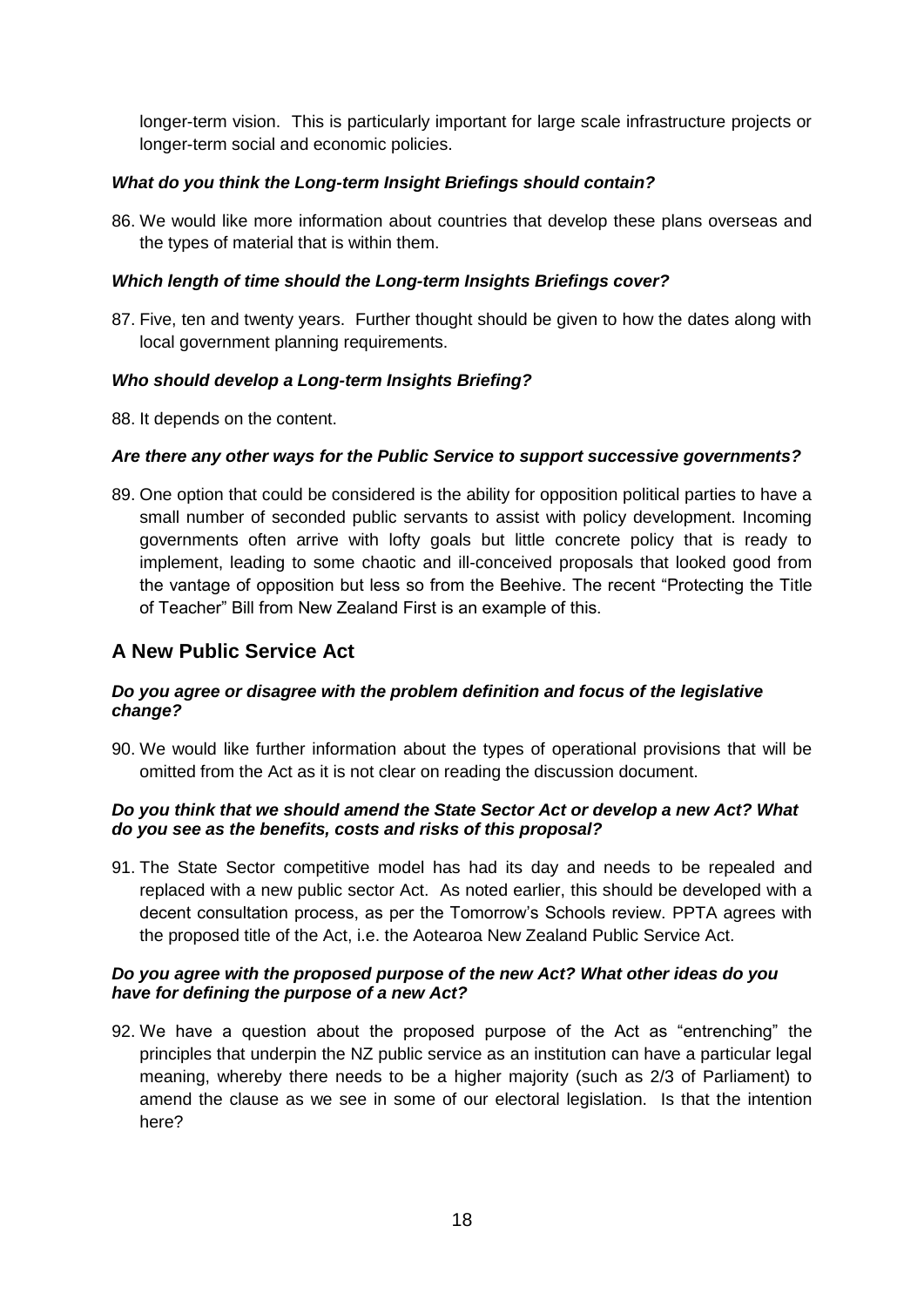longer-term vision. This is particularly important for large scale infrastructure projects or longer-term social and economic policies.

***What do you think the Long-term Insight Briefings should contain?***

86. We would like more information about countries that develop these plans overseas and the types of material that is within them.

***Which length of time should the Long-term Insights Briefings cover?***

87. Five, ten and twenty years. Further thought should be given to how the dates along with local government planning requirements.

***Who should develop a Long-term Insights Briefing?***

88. It depends on the content.

***Are there any other ways for the Public Service to support successive governments?***

89. One option that could be considered is the ability for opposition political parties to have a small number of seconded public servants to assist with policy development. Incoming governments often arrive with lofty goals but little concrete policy that is ready to implement, leading to some chaotic and ill-conceived proposals that looked good from the vantage of opposition but less so from the Beehive. The recent "Protecting the Title of Teacher" Bill from New Zealand First is an example of this.

## A New Public Service Act

***Do you agree or disagree with the problem definition and focus of the legislative change?***

90. We would like further information about the types of operational provisions that will be omitted from the Act as it is not clear on reading the discussion document.

***Do you think that we should amend the State Sector Act or develop a new Act? What do you see as the benefits, costs and risks of this proposal?***

91. The State Sector competitive model has had its day and needs to be repealed and replaced with a new public sector Act. As noted earlier, this should be developed with a decent consultation process, as per the Tomorrow's Schools review. PPTA agrees with the proposed title of the Act, i.e. the Aotearoa New Zealand Public Service Act.

***Do you agree with the proposed purpose of the new Act? What other ideas do you have for defining the purpose of a new Act?***

92. We have a question about the proposed purpose of the Act as "entrenching" the principles that underpin the NZ public service as an institution can have a particular legal meaning, whereby there needs to be a higher majority (such as 2/3 of Parliament) to amend the clause as we see in some of our electoral legislation. Is that the intention here?